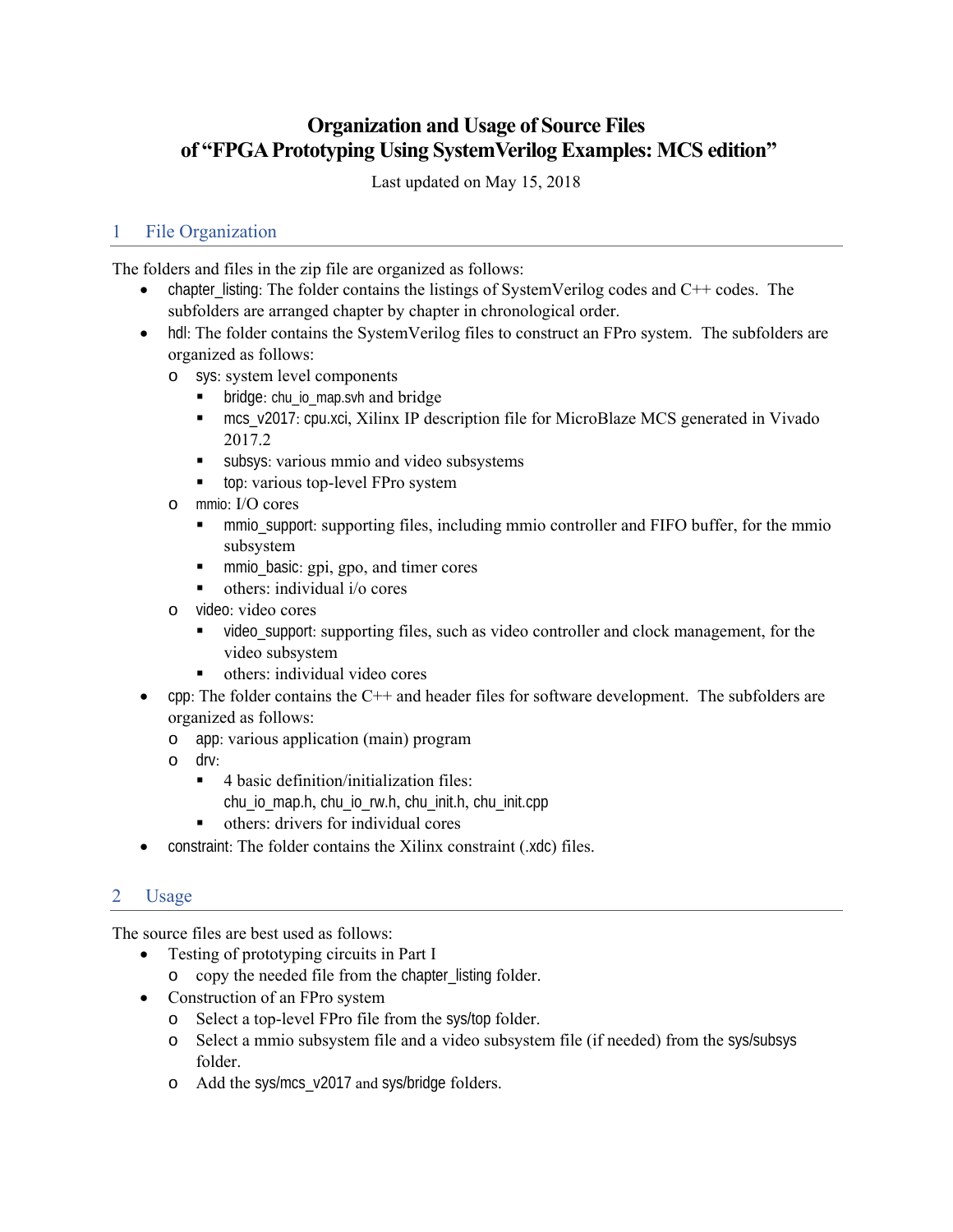# Organization and Usage of Source Files of "FPGA Prototyping Using SystemVerilog Examples: MCS edition"

Last updated on May 15, 2018

## 1 File Organization

The folders and files in the zip file are organized as follows:

- chapter_listing: The folder contains the listings of SystemVerilog codes and C++ codes. The subfolders are arranged chapter by chapter in chronological order.
- hdl: The folder contains the SystemVerilog files to construct an FPro system. The subfolders are organized as follows:
  - sys: system level components
    - bridge: chu_io_map.svh and bridge
    - mcs_v2017: cpu.xci, Xilinx IP description file for MicroBlaze MCS generated in Vivado 2017.2
    - subsys: various mmio and video subsystems
    - top: various top-level FPro system
  - mmio: I/O cores
    - mmio_support: supporting files, including mmio controller and FIFO buffer, for the mmio subsystem
    - mmio_basic: gpi, gpo, and timer cores
    - others: individual i/o cores
  - video: video cores
    - video_support: supporting files, such as video controller and clock management, for the video subsystem
    - others: individual video cores
- cpp: The folder contains the C++ and header files for software development. The subfolders are organized as follows:
  - app: various application (main) program
  - drv:
    - 4 basic definition/initialization files: chu_io_map.h, chu_io_rw.h, chu_init.h, chu_init.cpp
    - others: drivers for individual cores
- constraint: The folder contains the Xilinx constraint (.xdc) files.

## 2 Usage

The source files are best used as follows:

- Testing of prototyping circuits in Part I
  - copy the needed file from the chapter_listing folder.
- Construction of an FPro system
  - Select a top-level FPro file from the sys/top folder.
  - Select a mmio subsystem file and a video subsystem file (if needed) from the sys/subsys folder.
  - Add the sys/mcs_v2017 and sys/bridge folders.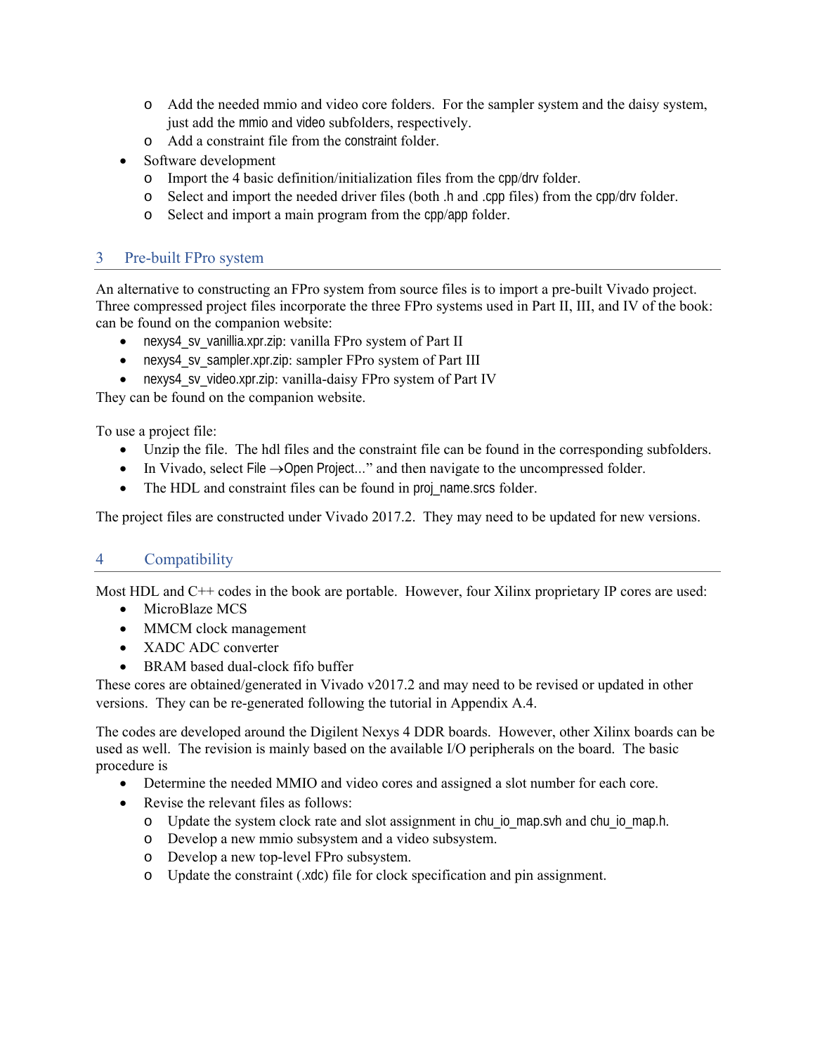- Add the needed mmio and video core folders. For the sampler system and the daisy system, just add the mmio and video subfolders, respectively.
  - Add a constraint file from the constraint folder.
- Software development
  - Import the 4 basic definition/initialization files from the cpp/drv folder.
  - Select and import the needed driver files (both .h and .cpp files) from the cpp/drv folder.
  - Select and import a main program from the cpp/app folder.

## 3 Pre-built FPro system

An alternative to constructing an FPro system from source files is to import a pre-built Vivado project. Three compressed project files incorporate the three FPro systems used in Part II, III, and IV of the book: can be found on the companion website:

- nexys4_sv_vanillia.xpr.zip: vanilla FPro system of Part II
- nexys4_sv_sampler.xpr.zip: sampler FPro system of Part III
- nexys4_sv_video.xpr.zip: vanilla-daisy FPro system of Part IV

They can be found on the companion website.

To use a project file:

- Unzip the file. The hdl files and the constraint file can be found in the corresponding subfolders.
- In Vivado, select File →Open Project..." and then navigate to the uncompressed folder.
- The HDL and constraint files can be found in proj_name.srcs folder.

The project files are constructed under Vivado 2017.2. They may need to be updated for new versions.

## 4 Compatibility

Most HDL and C++ codes in the book are portable. However, four Xilinx proprietary IP cores are used:

- MicroBlaze MCS
- MMCM clock management
- XADC ADC converter
- BRAM based dual-clock fifo buffer

These cores are obtained/generated in Vivado v2017.2 and may need to be revised or updated in other versions. They can be re-generated following the tutorial in Appendix A.4.

The codes are developed around the Digilent Nexys 4 DDR boards. However, other Xilinx boards can be used as well. The revision is mainly based on the available I/O peripherals on the board. The basic procedure is

- Determine the needed MMIO and video cores and assigned a slot number for each core.
- Revise the relevant files as follows:
  - Update the system clock rate and slot assignment in chu_io_map.svh and chu_io_map.h.
  - Develop a new mmio subsystem and a video subsystem.
  - Develop a new top-level FPro subsystem.
  - Update the constraint (.xdc) file for clock specification and pin assignment.